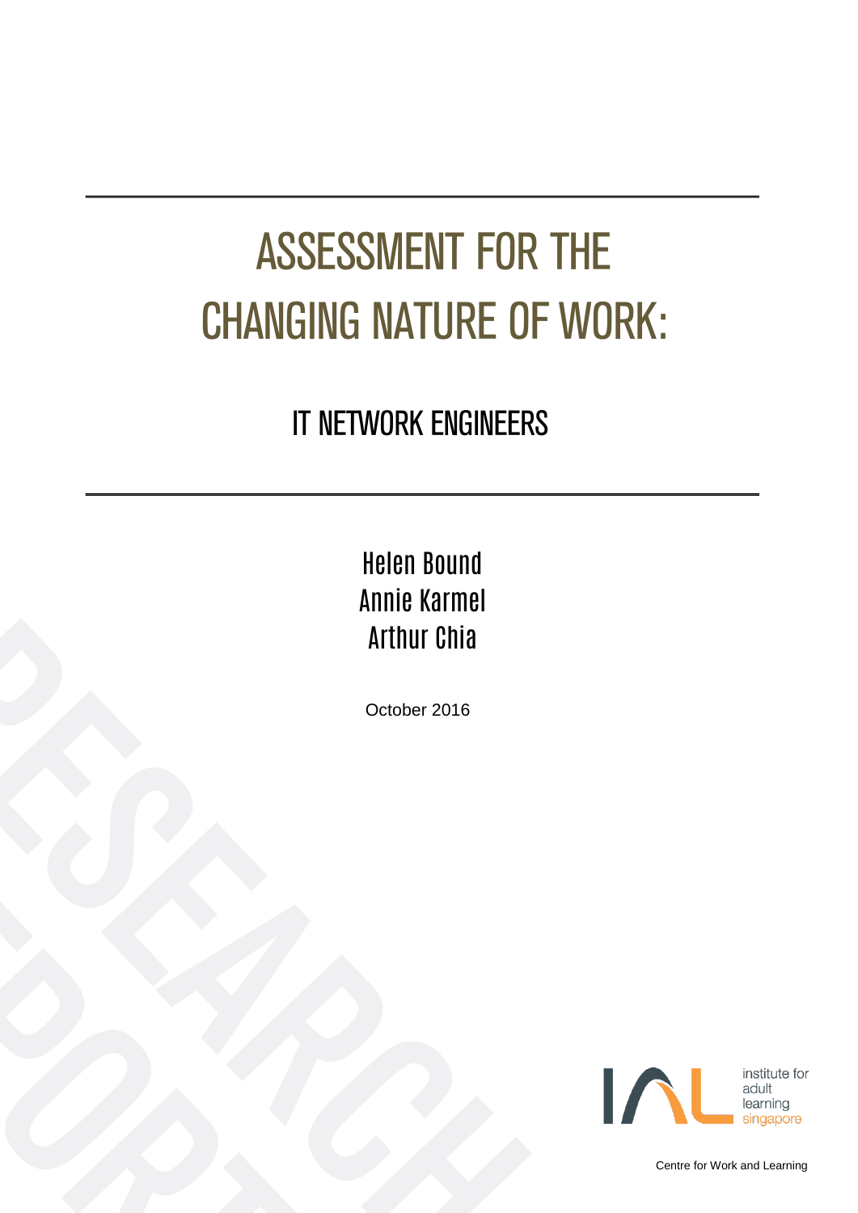# ASSESSMENT FOR THE CHANGING NATURE OF WORK:

## IT NETWORK ENGINEERS

Helen Bound
Annie Karmel
Arthur Chia

October 2016

institute for adult learning singapore

Centre for Work and Learning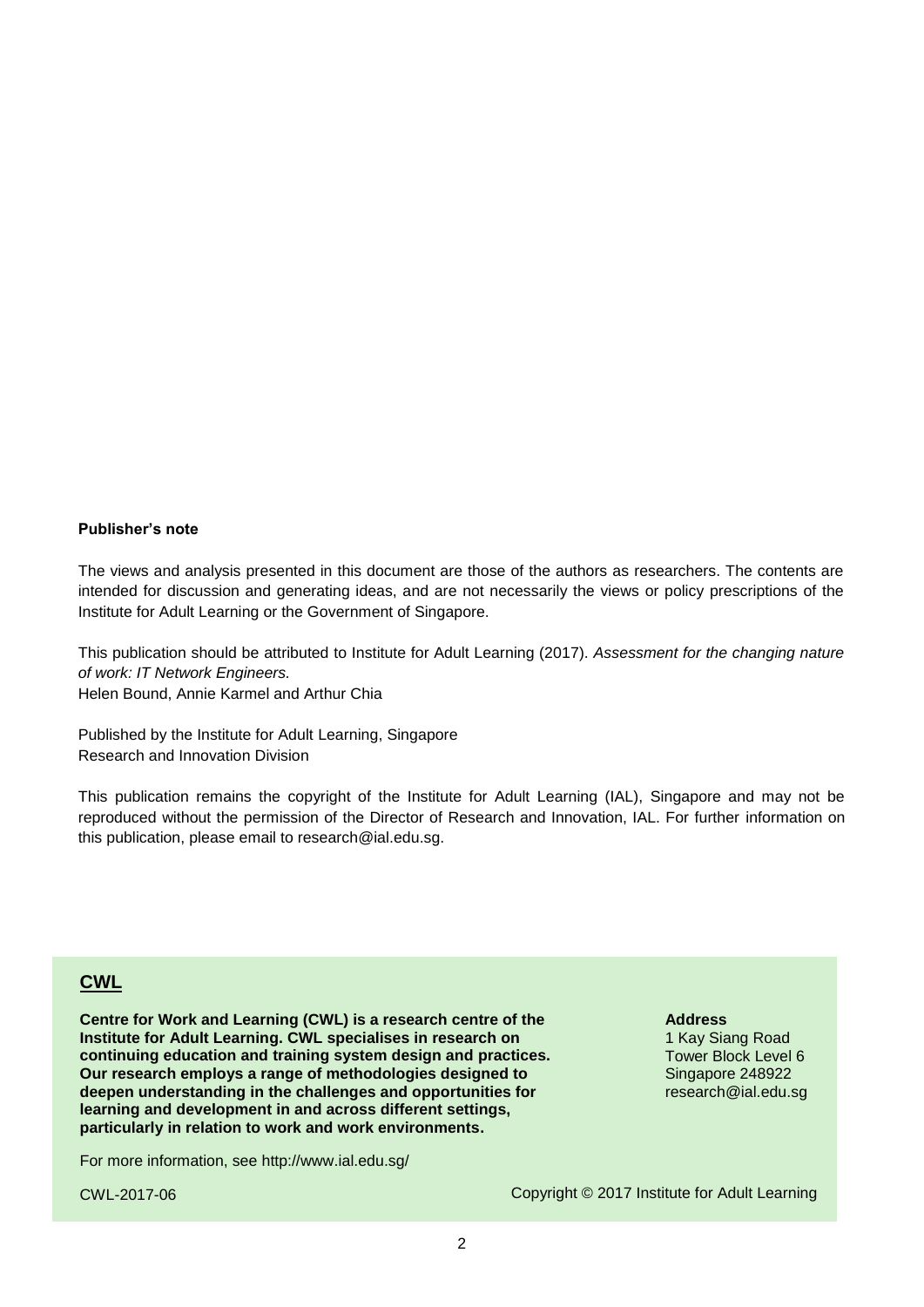**Publisher's note**

The views and analysis presented in this document are those of the authors as researchers. The contents are intended for discussion and generating ideas, and are not necessarily the views or policy prescriptions of the Institute for Adult Learning or the Government of Singapore.

This publication should be attributed to Institute for Adult Learning (2017). *Assessment for the changing nature of work: IT Network Engineers.*
Helen Bound, Annie Karmel and Arthur Chia

Published by the Institute for Adult Learning, Singapore
Research and Innovation Division

This publication remains the copyright of the Institute for Adult Learning (IAL), Singapore and may not be reproduced without the permission of the Director of Research and Innovation, IAL. For further information on this publication, please email to research@ial.edu.sg.

## CWL

**Centre for Work and Learning (CWL) is a research centre of the Institute for Adult Learning. CWL specialises in research on continuing education and training system design and practices. Our research employs a range of methodologies designed to deepen understanding in the challenges and opportunities for learning and development in and across different settings, particularly in relation to work and work environments.**

**Address**
1 Kay Siang Road
Tower Block Level 6
Singapore 248922
research@ial.edu.sg

For more information, see http://www.ial.edu.sg/

CWL-2017-06

Copyright © 2017 Institute for Adult Learning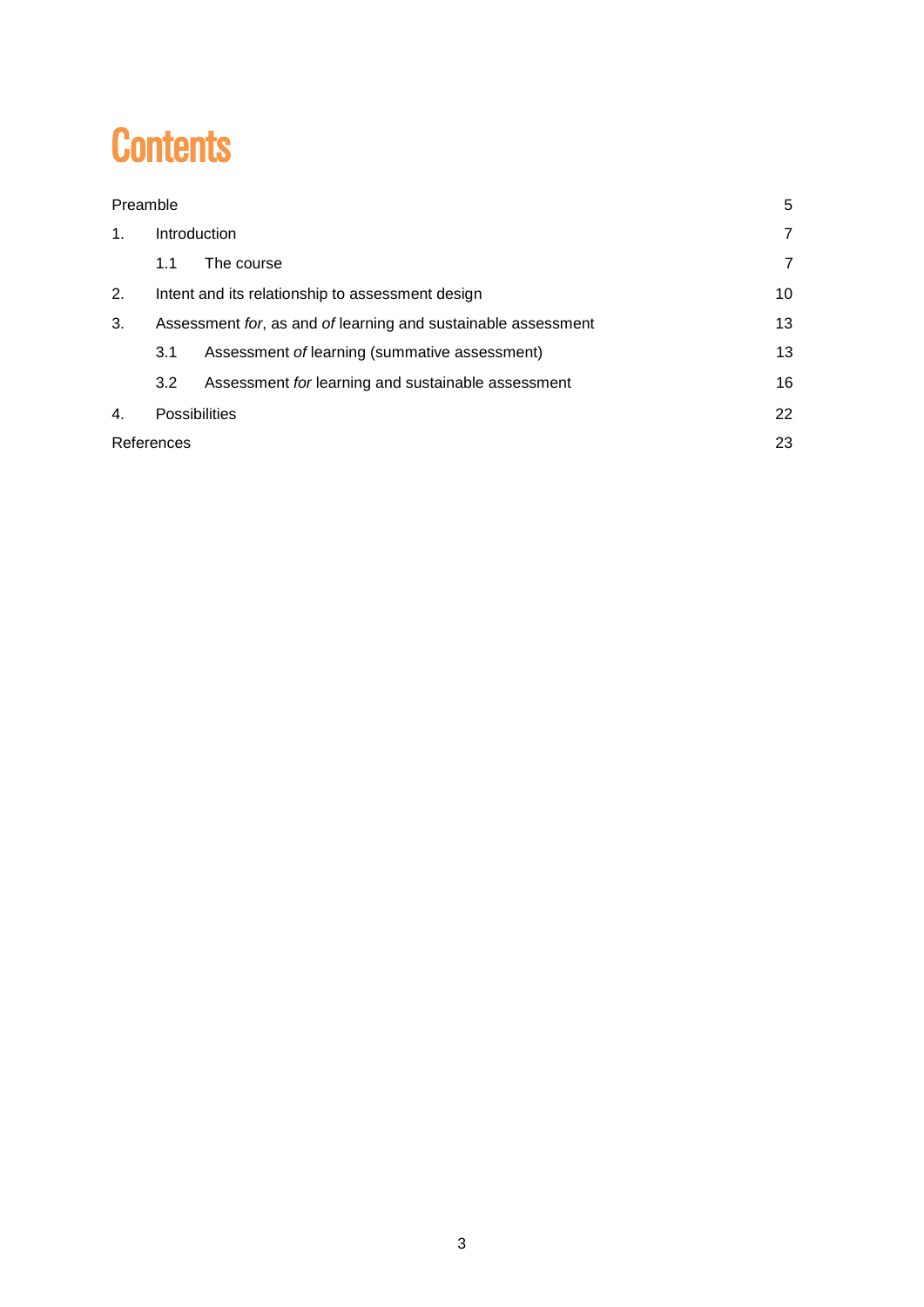# Contents

| | | |
|---|---|---|
| Preamble | | 5 |
| 1. | Introduction | 7 |
| | 1.1 The course | 7 |
| 2. | Intent and its relationship to assessment design | 10 |
| 3. | Assessment *for*, as and *of* learning and sustainable assessment | 13 |
| | 3.1 Assessment *of* learning (summative assessment) | 13 |
| | 3.2 Assessment *for* learning and sustainable assessment | 16 |
| 4. | Possibilities | 22 |
| References | | 23 |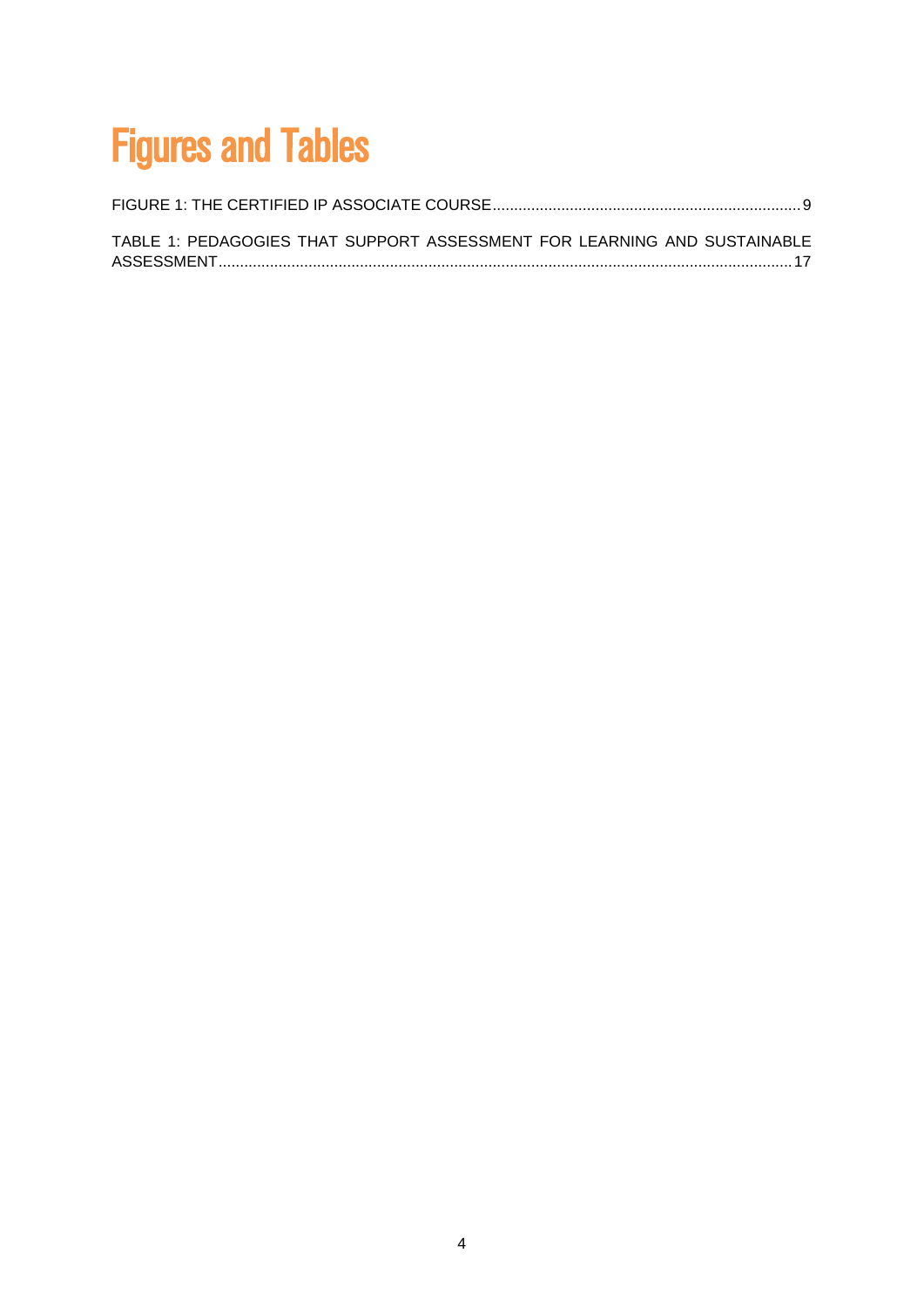# Figures and Tables

FIGURE 1: THE CERTIFIED IP ASSOCIATE COURSE....................................................................... 9

TABLE 1: PEDAGOGIES THAT SUPPORT ASSESSMENT FOR LEARNING AND SUSTAINABLE ASSESSMENT.................................................................................................................................... 17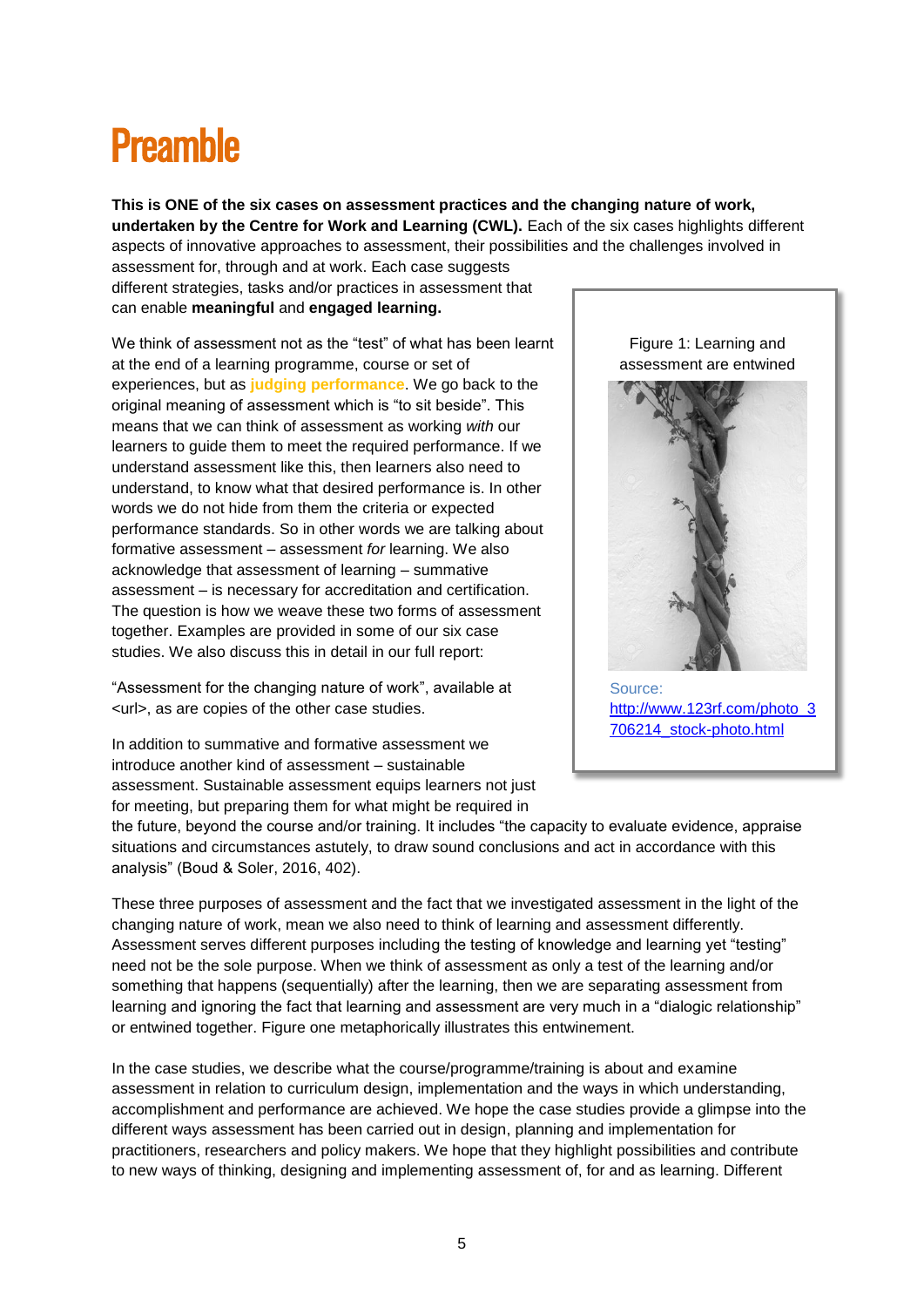# Preamble

**This is ONE of the six cases on assessment practices and the changing nature of work, undertaken by the Centre for Work and Learning (CWL).** Each of the six cases highlights different aspects of innovative approaches to assessment, their possibilities and the challenges involved in assessment for, through and at work. Each case suggests different strategies, tasks and/or practices in assessment that can enable **meaningful** and **engaged learning.**

We think of assessment not as the "test" of what has been learnt at the end of a learning programme, course or set of experiences, but as **judging performance**. We go back to the original meaning of assessment which is "to sit beside". This means that we can think of assessment as working *with* our learners to guide them to meet the required performance. If we understand assessment like this, then learners also need to understand, to know what that desired performance is. In other words we do not hide from them the criteria or expected performance standards. So in other words we are talking about formative assessment – assessment *for* learning. We also acknowledge that assessment of learning – summative assessment – is necessary for accreditation and certification. The question is how we weave these two forms of assessment together. Examples are provided in some of our six case studies. We also discuss this in detail in our full report:

"Assessment for the changing nature of work", available at <url>, as are copies of the other case studies.

Figure 1: Learning and assessment are entwined

Source: http://www.123rf.com/photo_3706214_stock-photo.html

In addition to summative and formative assessment we introduce another kind of assessment – sustainable assessment. Sustainable assessment equips learners not just for meeting, but preparing them for what might be required in the future, beyond the course and/or training. It includes "the capacity to evaluate evidence, appraise situations and circumstances astutely, to draw sound conclusions and act in accordance with this analysis" (Boud & Soler, 2016, 402).

These three purposes of assessment and the fact that we investigated assessment in the light of the changing nature of work, mean we also need to think of learning and assessment differently. Assessment serves different purposes including the testing of knowledge and learning yet "testing" need not be the sole purpose. When we think of assessment as only a test of the learning and/or something that happens (sequentially) after the learning, then we are separating assessment from learning and ignoring the fact that learning and assessment are very much in a "dialogic relationship" or entwined together. Figure one metaphorically illustrates this entwinement.

In the case studies, we describe what the course/programme/training is about and examine assessment in relation to curriculum design, implementation and the ways in which understanding, accomplishment and performance are achieved. We hope the case studies provide a glimpse into the different ways assessment has been carried out in design, planning and implementation for practitioners, researchers and policy makers. We hope that they highlight possibilities and contribute to new ways of thinking, designing and implementing assessment of, for and as learning. Different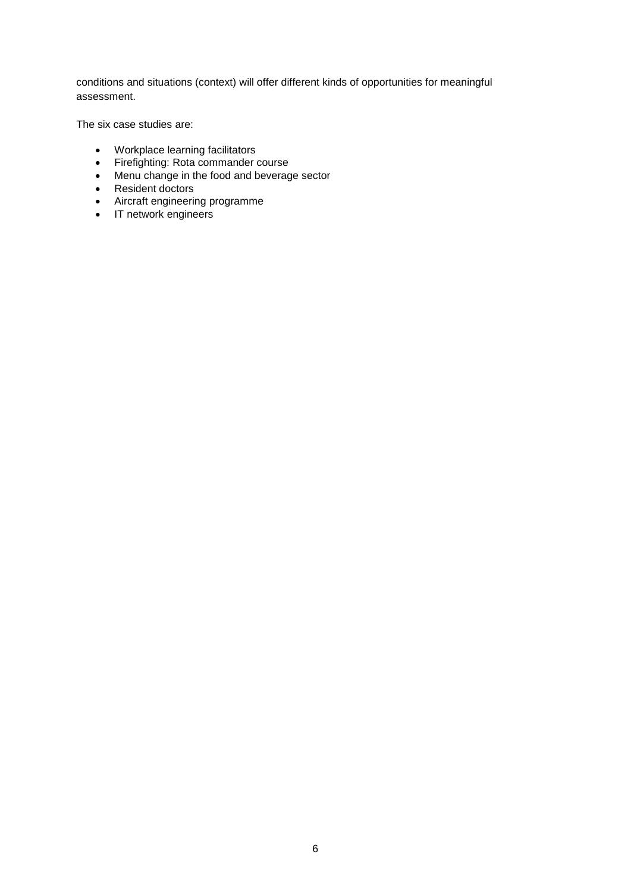conditions and situations (context) will offer different kinds of opportunities for meaningful assessment.

The six case studies are:

- Workplace learning facilitators
- Firefighting: Rota commander course
- Menu change in the food and beverage sector
- Resident doctors
- Aircraft engineering programme
- IT network engineers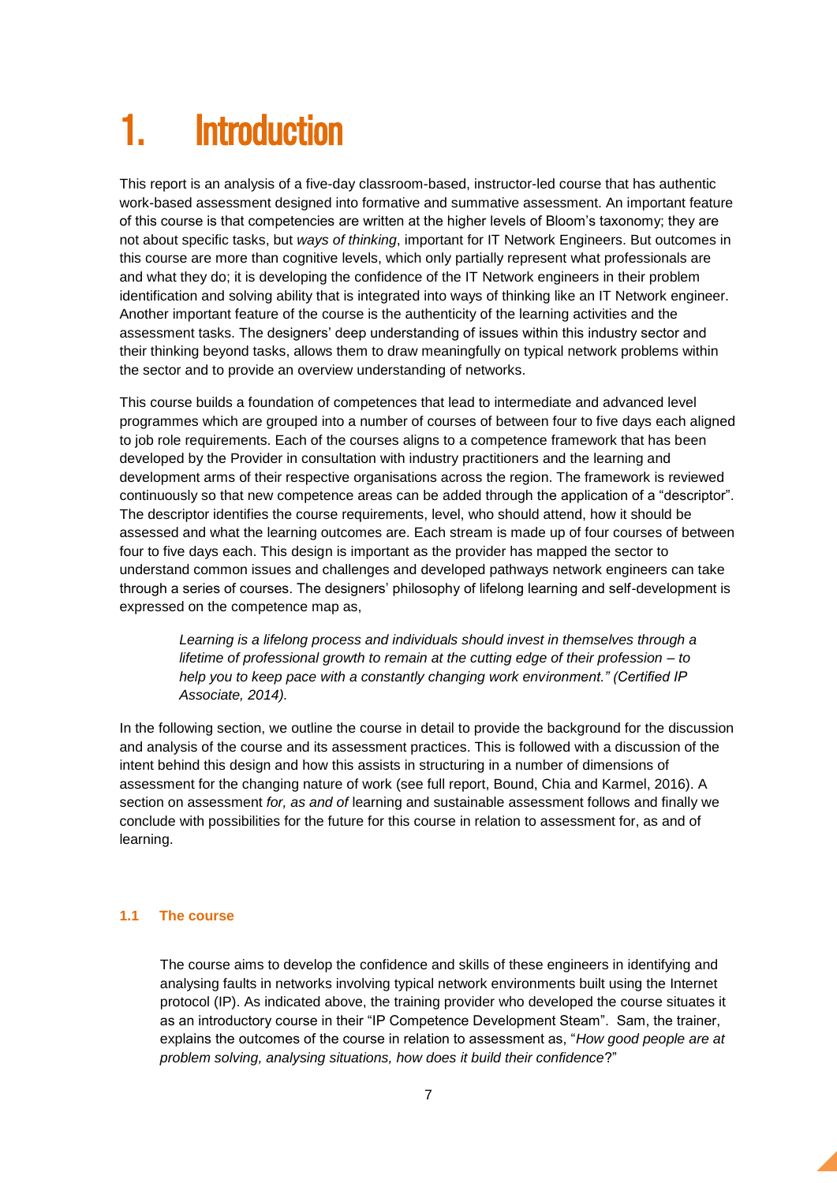# 1. Introduction

This report is an analysis of a five-day classroom-based, instructor-led course that has authentic work-based assessment designed into formative and summative assessment. An important feature of this course is that competencies are written at the higher levels of Bloom's taxonomy; they are not about specific tasks, but *ways of thinking*, important for IT Network Engineers. But outcomes in this course are more than cognitive levels, which only partially represent what professionals are and what they do; it is developing the confidence of the IT Network engineers in their problem identification and solving ability that is integrated into ways of thinking like an IT Network engineer. Another important feature of the course is the authenticity of the learning activities and the assessment tasks. The designers' deep understanding of issues within this industry sector and their thinking beyond tasks, allows them to draw meaningfully on typical network problems within the sector and to provide an overview understanding of networks.

This course builds a foundation of competences that lead to intermediate and advanced level programmes which are grouped into a number of courses of between four to five days each aligned to job role requirements. Each of the courses aligns to a competence framework that has been developed by the Provider in consultation with industry practitioners and the learning and development arms of their respective organisations across the region. The framework is reviewed continuously so that new competence areas can be added through the application of a "descriptor". The descriptor identifies the course requirements, level, who should attend, how it should be assessed and what the learning outcomes are. Each stream is made up of four courses of between four to five days each. This design is important as the provider has mapped the sector to understand common issues and challenges and developed pathways network engineers can take through a series of courses. The designers' philosophy of lifelong learning and self-development is expressed on the competence map as,

> *Learning is a lifelong process and individuals should invest in themselves through a lifetime of professional growth to remain at the cutting edge of their profession – to help you to keep pace with a constantly changing work environment." (Certified IP Associate, 2014).*

In the following section, we outline the course in detail to provide the background for the discussion and analysis of the course and its assessment practices. This is followed with a discussion of the intent behind this design and how this assists in structuring in a number of dimensions of assessment for the changing nature of work (see full report, Bound, Chia and Karmel, 2016). A section on assessment *for, as and of* learning and sustainable assessment follows and finally we conclude with possibilities for the future for this course in relation to assessment for, as and of learning.

### 1.1 The course

The course aims to develop the confidence and skills of these engineers in identifying and analysing faults in networks involving typical network environments built using the Internet protocol (IP). As indicated above, the training provider who developed the course situates it as an introductory course in their "IP Competence Development Steam". Sam, the trainer, explains the outcomes of the course in relation to assessment as, "*How good people are at problem solving, analysing situations, how does it build their confidence*?"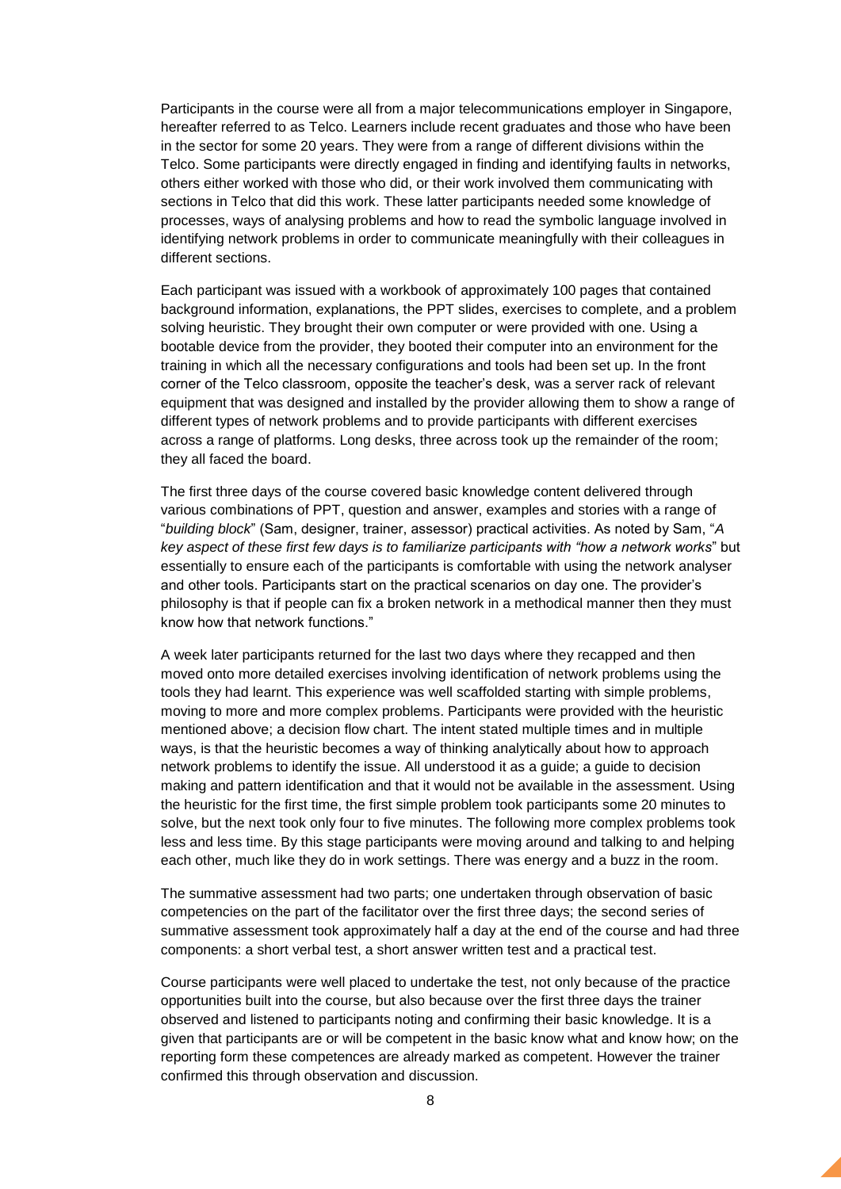Participants in the course were all from a major telecommunications employer in Singapore, hereafter referred to as Telco. Learners include recent graduates and those who have been in the sector for some 20 years. They were from a range of different divisions within the Telco. Some participants were directly engaged in finding and identifying faults in networks, others either worked with those who did, or their work involved them communicating with sections in Telco that did this work. These latter participants needed some knowledge of processes, ways of analysing problems and how to read the symbolic language involved in identifying network problems in order to communicate meaningfully with their colleagues in different sections.

Each participant was issued with a workbook of approximately 100 pages that contained background information, explanations, the PPT slides, exercises to complete, and a problem solving heuristic. They brought their own computer or were provided with one. Using a bootable device from the provider, they booted their computer into an environment for the training in which all the necessary configurations and tools had been set up. In the front corner of the Telco classroom, opposite the teacher's desk, was a server rack of relevant equipment that was designed and installed by the provider allowing them to show a range of different types of network problems and to provide participants with different exercises across a range of platforms. Long desks, three across took up the remainder of the room; they all faced the board.

The first three days of the course covered basic knowledge content delivered through various combinations of PPT, question and answer, examples and stories with a range of "*building block*" (Sam, designer, trainer, assessor) practical activities. As noted by Sam, "*A key aspect of these first few days is to familiarize participants with "how a network works*" but essentially to ensure each of the participants is comfortable with using the network analyser and other tools. Participants start on the practical scenarios on day one. The provider's philosophy is that if people can fix a broken network in a methodical manner then they must know how that network functions."

A week later participants returned for the last two days where they recapped and then moved onto more detailed exercises involving identification of network problems using the tools they had learnt. This experience was well scaffolded starting with simple problems, moving to more and more complex problems. Participants were provided with the heuristic mentioned above; a decision flow chart. The intent stated multiple times and in multiple ways, is that the heuristic becomes a way of thinking analytically about how to approach network problems to identify the issue. All understood it as a guide; a guide to decision making and pattern identification and that it would not be available in the assessment. Using the heuristic for the first time, the first simple problem took participants some 20 minutes to solve, but the next took only four to five minutes. The following more complex problems took less and less time. By this stage participants were moving around and talking to and helping each other, much like they do in work settings. There was energy and a buzz in the room.

The summative assessment had two parts; one undertaken through observation of basic competencies on the part of the facilitator over the first three days; the second series of summative assessment took approximately half a day at the end of the course and had three components: a short verbal test, a short answer written test and a practical test.

Course participants were well placed to undertake the test, not only because of the practice opportunities built into the course, but also because over the first three days the trainer observed and listened to participants noting and confirming their basic knowledge. It is a given that participants are or will be competent in the basic know what and know how; on the reporting form these competences are already marked as competent. However the trainer confirmed this through observation and discussion.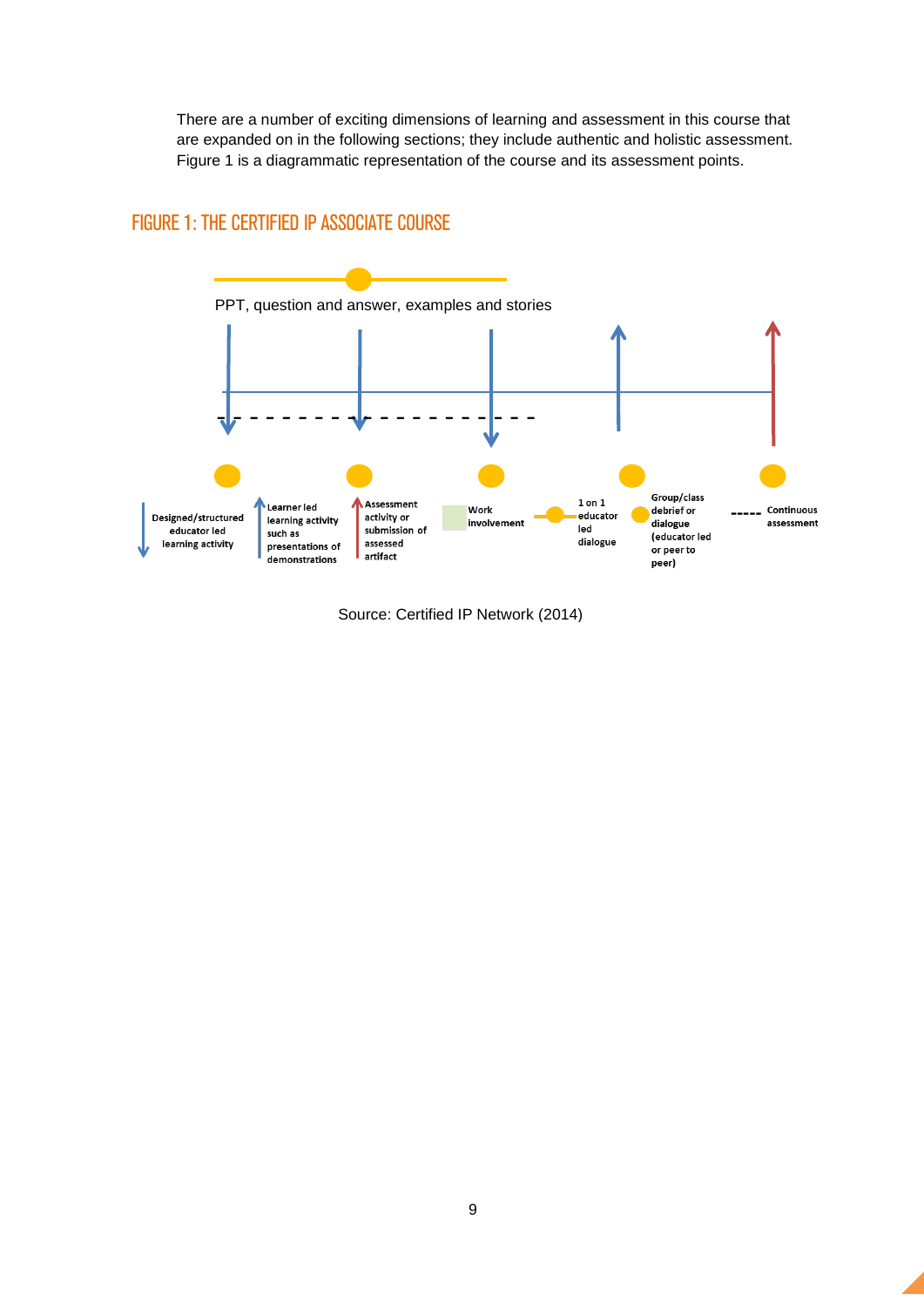There are a number of exciting dimensions of learning and assessment in this course that are expanded on in the following sections; they include authentic and holistic assessment. Figure 1 is a diagrammatic representation of the course and its assessment points.

## FIGURE 1: THE CERTIFIED IP ASSOCIATE COURSE

PPT, question and answer, examples and stories

Designed/structured educator led learning activity

Learner led learning activity such as presentations of demonstrations

Assessment activity or submission of assessed artifact

Work involvement

1 on 1 educator led dialogue

Group/class debrief or dialogue (educator led or peer to peer)

Continuous assessment

Source: Certified IP Network (2014)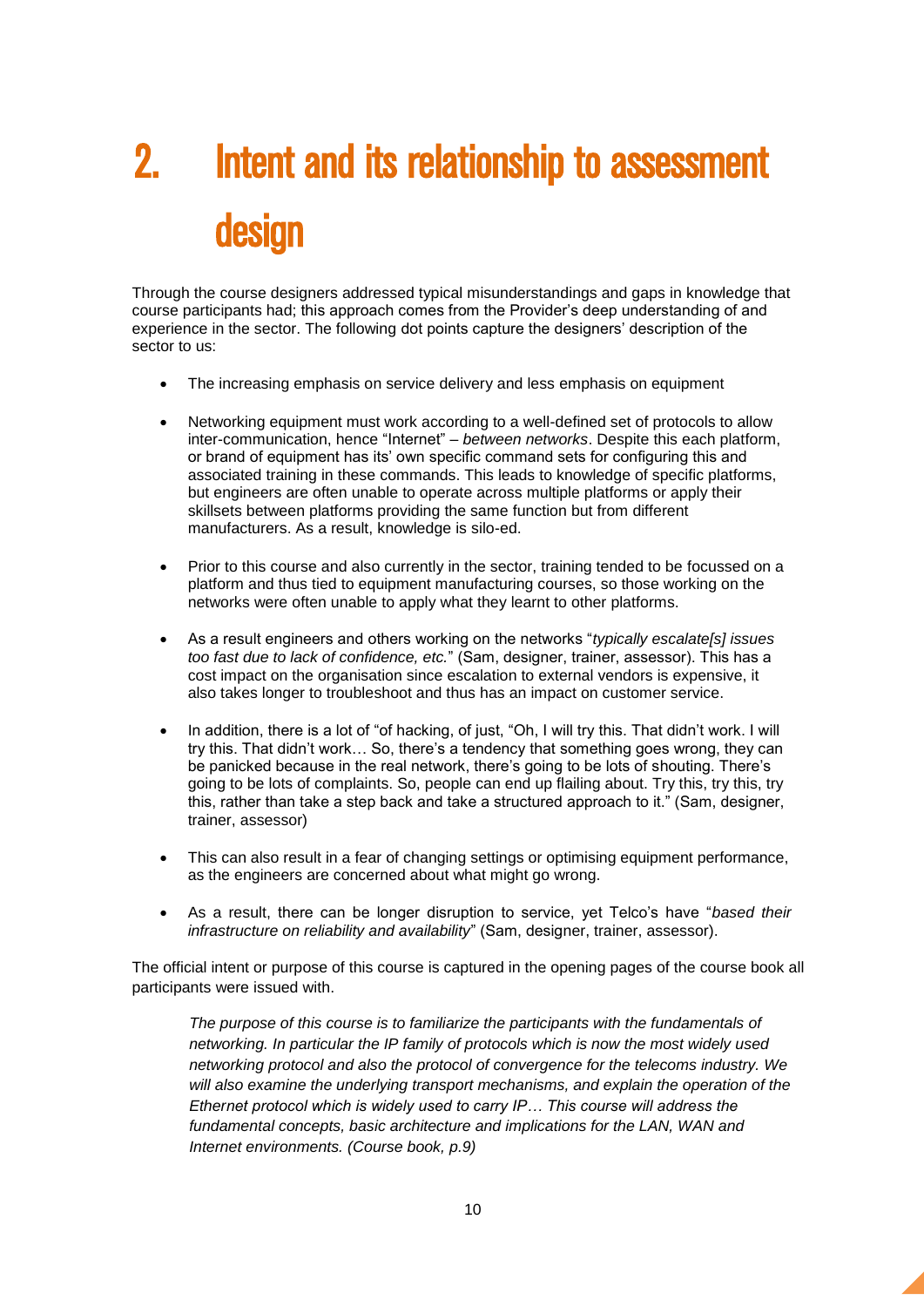# 2. Intent and its relationship to assessment design

Through the course designers addressed typical misunderstandings and gaps in knowledge that course participants had; this approach comes from the Provider's deep understanding of and experience in the sector. The following dot points capture the designers' description of the sector to us:

- The increasing emphasis on service delivery and less emphasis on equipment
- Networking equipment must work according to a well-defined set of protocols to allow inter-communication, hence "Internet" – *between networks*. Despite this each platform, or brand of equipment has its' own specific command sets for configuring this and associated training in these commands. This leads to knowledge of specific platforms, but engineers are often unable to operate across multiple platforms or apply their skillsets between platforms providing the same function but from different manufacturers. As a result, knowledge is silo-ed.
- Prior to this course and also currently in the sector, training tended to be focussed on a platform and thus tied to equipment manufacturing courses, so those working on the networks were often unable to apply what they learnt to other platforms.
- As a result engineers and others working on the networks "*typically escalate[s] issues too fast due to lack of confidence, etc.*" (Sam, designer, trainer, assessor). This has a cost impact on the organisation since escalation to external vendors is expensive, it also takes longer to troubleshoot and thus has an impact on customer service.
- In addition, there is a lot of "of hacking, of just, "Oh, I will try this. That didn't work. I will try this. That didn't work… So, there's a tendency that something goes wrong, they can be panicked because in the real network, there's going to be lots of shouting. There's going to be lots of complaints. So, people can end up flailing about. Try this, try this, try this, rather than take a step back and take a structured approach to it." (Sam, designer, trainer, assessor)
- This can also result in a fear of changing settings or optimising equipment performance, as the engineers are concerned about what might go wrong.
- As a result, there can be longer disruption to service, yet Telco's have "*based their infrastructure on reliability and availability*" (Sam, designer, trainer, assessor).

The official intent or purpose of this course is captured in the opening pages of the course book all participants were issued with.

> *The purpose of this course is to familiarize the participants with the fundamentals of networking. In particular the IP family of protocols which is now the most widely used networking protocol and also the protocol of convergence for the telecoms industry. We will also examine the underlying transport mechanisms, and explain the operation of the Ethernet protocol which is widely used to carry IP… This course will address the fundamental concepts, basic architecture and implications for the LAN, WAN and Internet environments. (Course book, p.9)*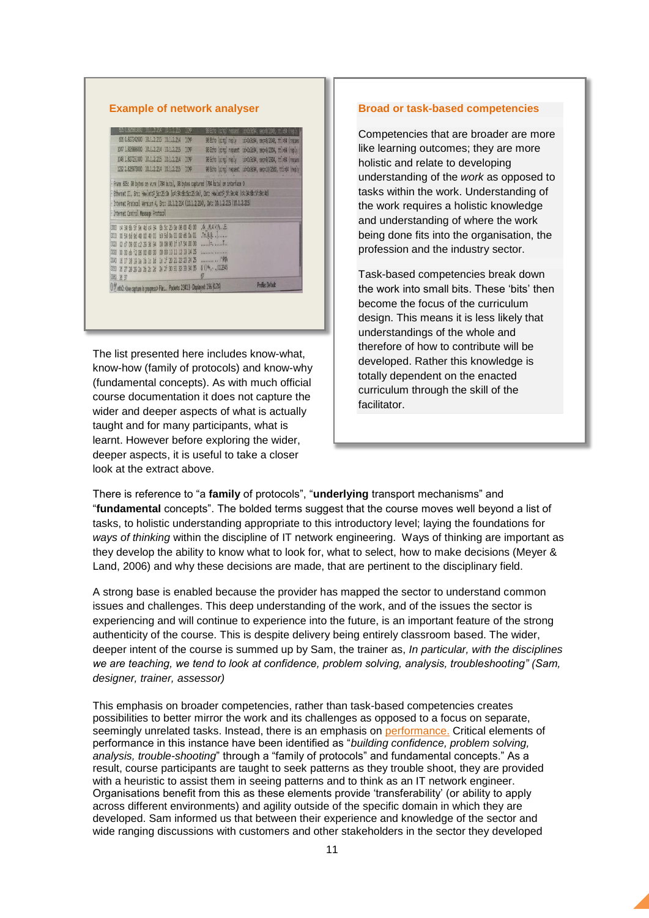**Example of network analyser**

**Broad or task-based competencies**

Competencies that are broader are more like learning outcomes; they are more holistic and relate to developing understanding of the *work* as opposed to tasks within the work. Understanding of the work requires a holistic knowledge and understanding of where the work being done fits into the organisation, the profession and the industry sector.

Task-based competencies break down the work into small bits. These 'bits' then become the focus of the curriculum design. This means it is less likely that understandings of the whole and therefore of how to contribute will be developed. Rather this knowledge is totally dependent on the enacted curriculum through the skill of the facilitator.

The list presented here includes know-what, know-how (family of protocols) and know-why (fundamental concepts). As with much official course documentation it does not capture the wider and deeper aspects of what is actually taught and for many participants, what is learnt. However before exploring the wider, deeper aspects, it is useful to take a closer look at the extract above.

There is reference to "a **family** of protocols", "**underlying** transport mechanisms" and "**fundamental** concepts". The bolded terms suggest that the course moves well beyond a list of tasks, to holistic understanding appropriate to this introductory level; laying the foundations for *ways of thinking* within the discipline of IT network engineering. Ways of thinking are important as they develop the ability to know what to look for, what to select, how to make decisions (Meyer & Land, 2006) and why these decisions are made, that are pertinent to the disciplinary field.

A strong base is enabled because the provider has mapped the sector to understand common issues and challenges. This deep understanding of the work, and of the issues the sector is experiencing and will continue to experience into the future, is an important feature of the strong authenticity of the course. This is despite delivery being entirely classroom based. The wider, deeper intent of the course is summed up by Sam, the trainer as, *In particular, with the disciplines we are teaching, we tend to look at confidence, problem solving, analysis, troubleshooting" (Sam, designer, trainer, assessor)*

This emphasis on broader competencies, rather than task-based competencies creates possibilities to better mirror the work and its challenges as opposed to a focus on separate, seemingly unrelated tasks. Instead, there is an emphasis on performance. Critical elements of performance in this instance have been identified as "*building confidence, problem solving, analysis, trouble-shooting*" through a "family of protocols" and fundamental concepts." As a result, course participants are taught to seek patterns as they trouble shoot, they are provided with a heuristic to assist them in seeing patterns and to think as an IT network engineer. Organisations benefit from this as these elements provide 'transferability' (or ability to apply across different environments) and agility outside of the specific domain in which they are developed. Sam informed us that between their experience and knowledge of the sector and wide ranging discussions with customers and other stakeholders in the sector they developed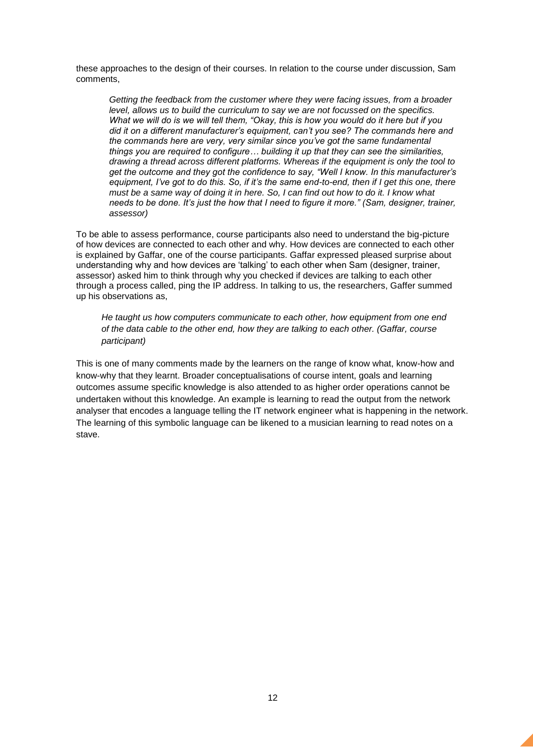these approaches to the design of their courses. In relation to the course under discussion, Sam comments,

> *Getting the feedback from the customer where they were facing issues, from a broader level, allows us to build the curriculum to say we are not focussed on the specifics. What we will do is we will tell them, "Okay, this is how you would do it here but if you did it on a different manufacturer's equipment, can't you see? The commands here and the commands here are very, very similar since you've got the same fundamental things you are required to configure… building it up that they can see the similarities, drawing a thread across different platforms. Whereas if the equipment is only the tool to get the outcome and they got the confidence to say, "Well I know. In this manufacturer's equipment, I've got to do this. So, if it's the same end-to-end, then if I get this one, there must be a same way of doing it in here. So, I can find out how to do it. I know what needs to be done. It's just the how that I need to figure it more." (Sam, designer, trainer, assessor)*

To be able to assess performance, course participants also need to understand the big-picture of how devices are connected to each other and why. How devices are connected to each other is explained by Gaffar, one of the course participants. Gaffar expressed pleased surprise about understanding why and how devices are 'talking' to each other when Sam (designer, trainer, assessor) asked him to think through why you checked if devices are talking to each other through a process called, ping the IP address. In talking to us, the researchers, Gaffer summed up his observations as,

> *He taught us how computers communicate to each other, how equipment from one end of the data cable to the other end, how they are talking to each other. (Gaffar, course participant)*

This is one of many comments made by the learners on the range of know what, know-how and know-why that they learnt. Broader conceptualisations of course intent, goals and learning outcomes assume specific knowledge is also attended to as higher order operations cannot be undertaken without this knowledge. An example is learning to read the output from the network analyser that encodes a language telling the IT network engineer what is happening in the network. The learning of this symbolic language can be likened to a musician learning to read notes on a stave.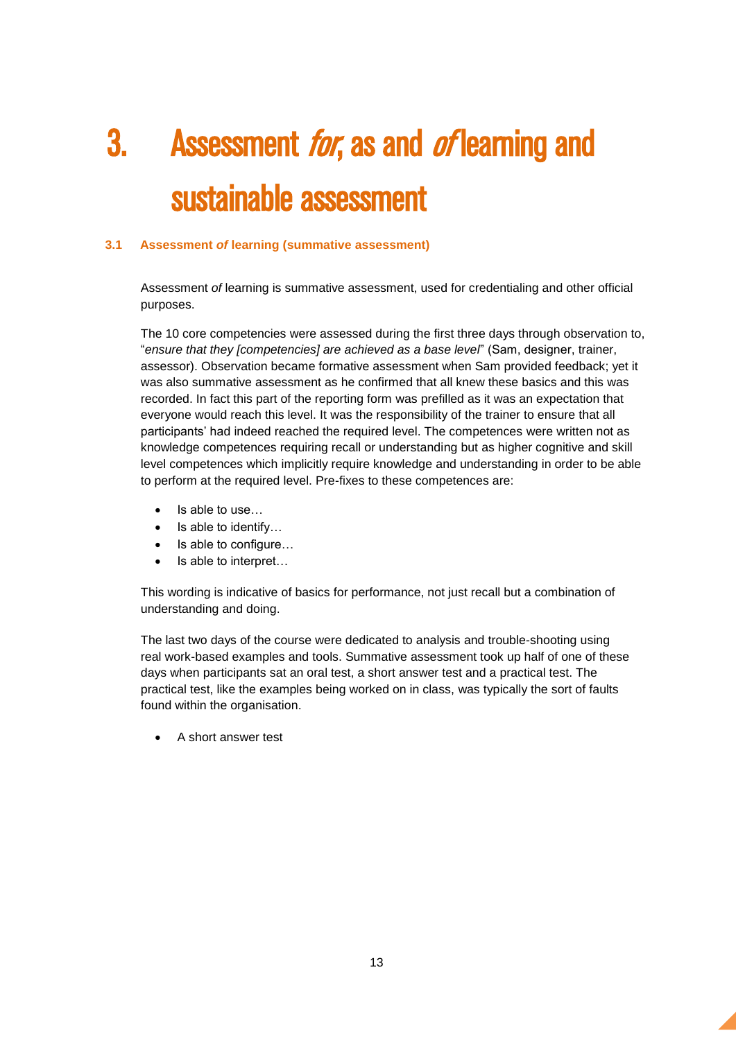# 3. Assessment *for*, as and *of* learning and sustainable assessment

### 3.1 Assessment *of* learning (summative assessment)

Assessment *of* learning is summative assessment, used for credentialing and other official purposes.

The 10 core competencies were assessed during the first three days through observation to, "*ensure that they [competencies] are achieved as a base level*" (Sam, designer, trainer, assessor). Observation became formative assessment when Sam provided feedback; yet it was also summative assessment as he confirmed that all knew these basics and this was recorded. In fact this part of the reporting form was prefilled as it was an expectation that everyone would reach this level. It was the responsibility of the trainer to ensure that all participants' had indeed reached the required level. The competences were written not as knowledge competences requiring recall or understanding but as higher cognitive and skill level competences which implicitly require knowledge and understanding in order to be able to perform at the required level. Pre-fixes to these competences are:

- Is able to use…
- Is able to identify…
- Is able to configure…
- Is able to interpret…

This wording is indicative of basics for performance, not just recall but a combination of understanding and doing.

The last two days of the course were dedicated to analysis and trouble-shooting using real work-based examples and tools. Summative assessment took up half of one of these days when participants sat an oral test, a short answer test and a practical test. The practical test, like the examples being worked on in class, was typically the sort of faults found within the organisation.

- A short answer test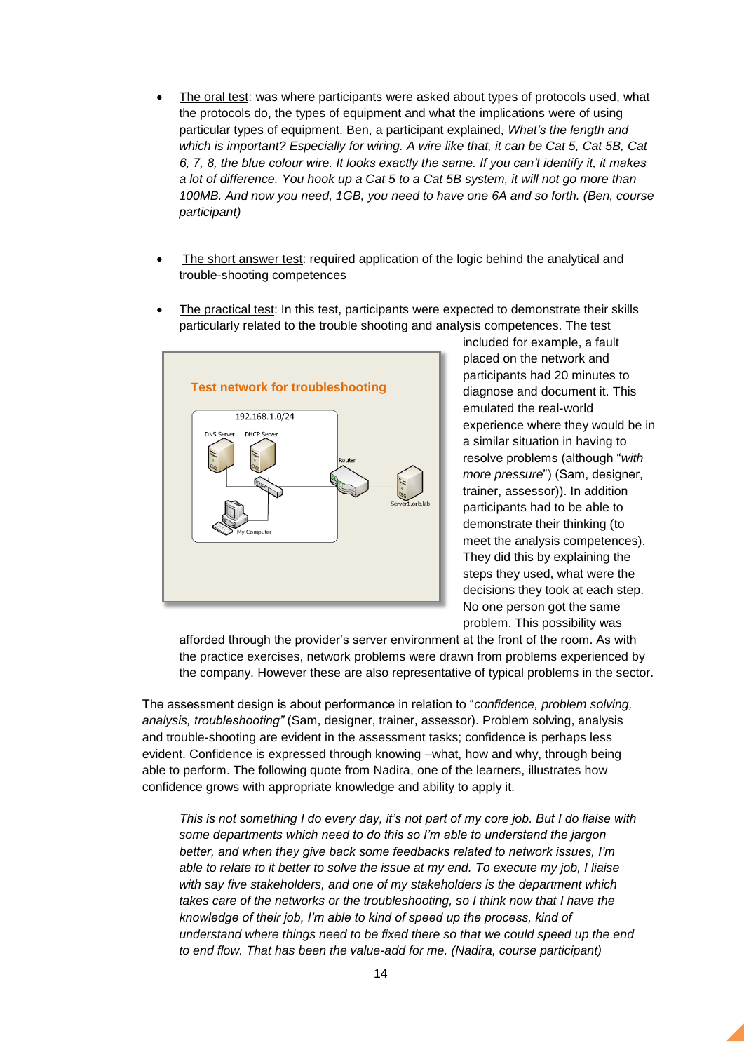- The oral test: was where participants were asked about types of protocols used, what the protocols do, the types of equipment and what the implications were of using particular types of equipment. Ben, a participant explained, *What's the length and which is important? Especially for wiring. A wire like that, it can be Cat 5, Cat 5B, Cat 6, 7, 8, the blue colour wire. It looks exactly the same. If you can't identify it, it makes a lot of difference. You hook up a Cat 5 to a Cat 5B system, it will not go more than 100MB. And now you need, 1GB, you need to have one 6A and so forth. (Ben, course participant)*

- The short answer test: required application of the logic behind the analytical and trouble-shooting competences

- The practical test: In this test, participants were expected to demonstrate their skills particularly related to the trouble shooting and analysis competences. The test included for example, a fault placed on the network and participants had 20 minutes to diagnose and document it. This emulated the real-world experience where they would be in a similar situation in having to resolve problems (although "*with more pressure*") (Sam, designer, trainer, assessor)). In addition participants had to be able to demonstrate their thinking (to meet the analysis competences). They did this by explaining the steps they used, what were the decisions they took at each step. No one person got the same problem. This possibility was afforded through the provider's server environment at the front of the room. As with the practice exercises, network problems were drawn from problems experienced by the company. However these are also representative of typical problems in the sector.

**Test network for troubleshooting**

192.168.1.0/24

DNS Server, DHCP Server, Router, Server1.orb.lab, My Computer

The assessment design is about performance in relation to "*confidence, problem solving, analysis, troubleshooting"* (Sam, designer, trainer, assessor). Problem solving, analysis and trouble-shooting are evident in the assessment tasks; confidence is perhaps less evident. Confidence is expressed through knowing –what, how and why, through being able to perform. The following quote from Nadira, one of the learners, illustrates how confidence grows with appropriate knowledge and ability to apply it.

> *This is not something I do every day, it's not part of my core job. But I do liaise with some departments which need to do this so I'm able to understand the jargon better, and when they give back some feedbacks related to network issues, I'm able to relate to it better to solve the issue at my end. To execute my job, I liaise with say five stakeholders, and one of my stakeholders is the department which takes care of the networks or the troubleshooting, so I think now that I have the knowledge of their job, I'm able to kind of speed up the process, kind of understand where things need to be fixed there so that we could speed up the end to end flow. That has been the value-add for me. (Nadira, course participant)*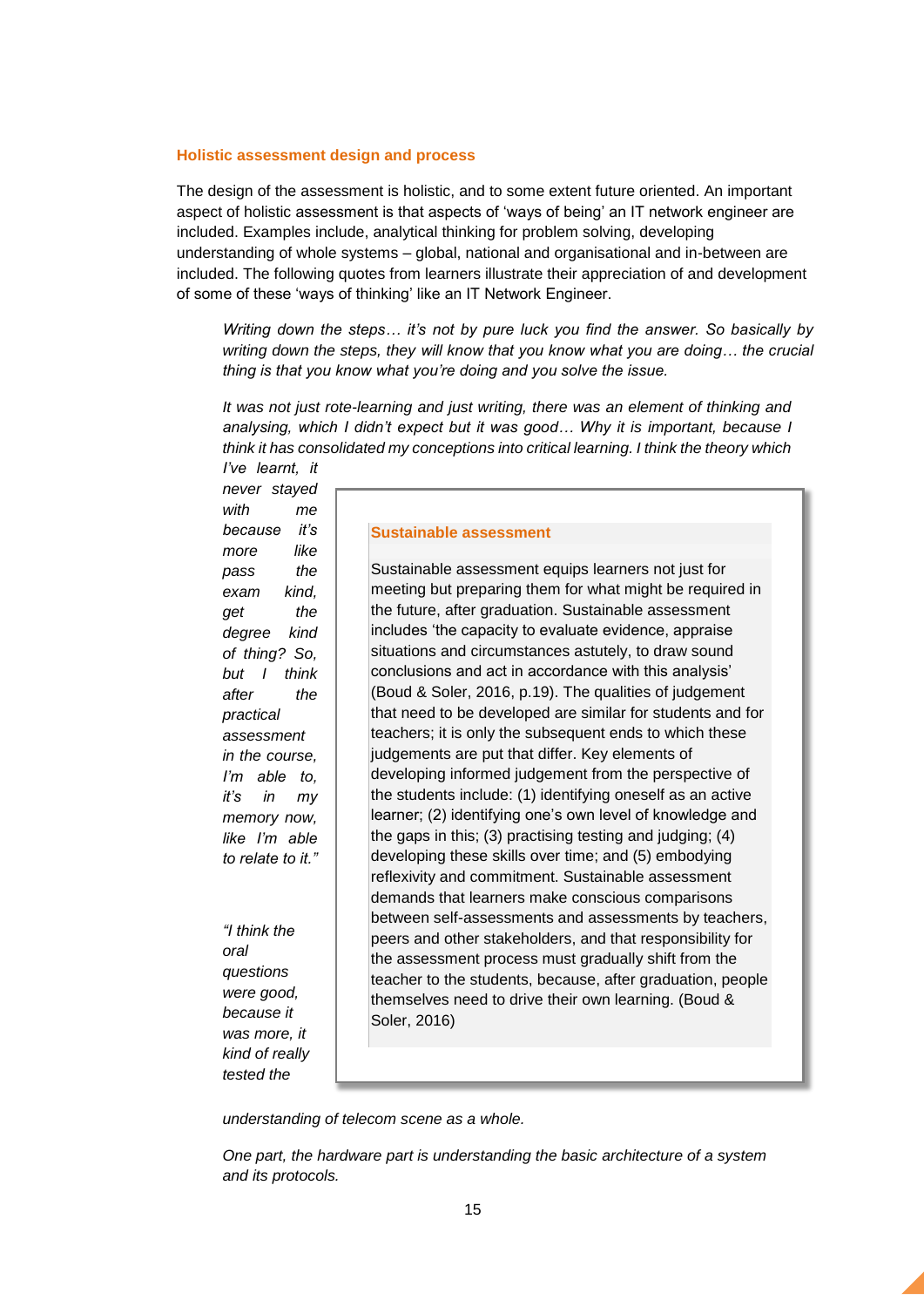### Holistic assessment design and process

The design of the assessment is holistic, and to some extent future oriented. An important aspect of holistic assessment is that aspects of 'ways of being' an IT network engineer are included. Examples include, analytical thinking for problem solving, developing understanding of whole systems – global, national and organisational and in-between are included. The following quotes from learners illustrate their appreciation of and development of some of these 'ways of thinking' like an IT Network Engineer.

> *Writing down the steps… it's not by pure luck you find the answer. So basically by writing down the steps, they will know that you know what you are doing… the crucial thing is that you know what you're doing and you solve the issue.*

> *It was not just rote-learning and just writing, there was an element of thinking and analysing, which I didn't expect but it was good… Why it is important, because I think it has consolidated my conceptions into critical learning. I think the theory which I've learnt, it never stayed with me because it's more like pass the exam kind, get the degree kind of thing? So, but I think after the practical assessment in the course, I'm able to, it's in my memory now, like I'm able to relate to it."*

> *"I think the oral questions were good, because it was more, it kind of really tested the understanding of telecom scene as a whole.*

> *One part, the hardware part is understanding the basic architecture of a system and its protocols.*

> **Sustainable assessment**
>
> Sustainable assessment equips learners not just for meeting but preparing them for what might be required in the future, after graduation. Sustainable assessment includes 'the capacity to evaluate evidence, appraise situations and circumstances astutely, to draw sound conclusions and act in accordance with this analysis' (Boud & Soler, 2016, p.19). The qualities of judgement that need to be developed are similar for students and for teachers; it is only the subsequent ends to which these judgements are put that differ. Key elements of developing informed judgement from the perspective of the students include: (1) identifying oneself as an active learner; (2) identifying one's own level of knowledge and the gaps in this; (3) practising testing and judging; (4) developing these skills over time; and (5) embodying reflexivity and commitment. Sustainable assessment demands that learners make conscious comparisons between self-assessments and assessments by teachers, peers and other stakeholders, and that responsibility for the assessment process must gradually shift from the teacher to the students, because, after graduation, people themselves need to drive their own learning. (Boud & Soler, 2016)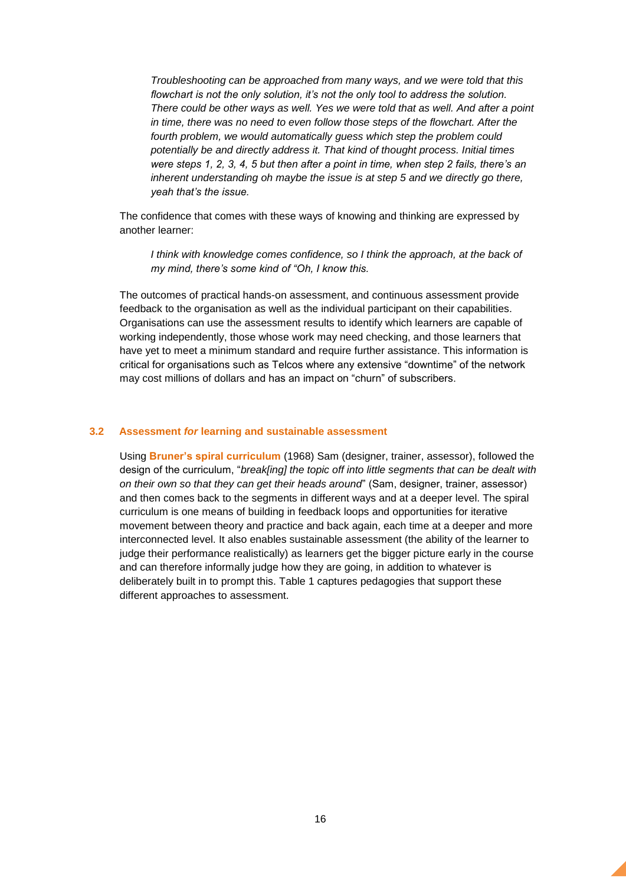> *Troubleshooting can be approached from many ways, and we were told that this flowchart is not the only solution, it's not the only tool to address the solution. There could be other ways as well. Yes we were told that as well. And after a point in time, there was no need to even follow those steps of the flowchart. After the fourth problem, we would automatically guess which step the problem could potentially be and directly address it. That kind of thought process. Initial times were steps 1, 2, 3, 4, 5 but then after a point in time, when step 2 fails, there's an inherent understanding oh maybe the issue is at step 5 and we directly go there, yeah that's the issue.*

The confidence that comes with these ways of knowing and thinking are expressed by another learner:

> *I think with knowledge comes confidence, so I think the approach, at the back of my mind, there's some kind of "Oh, I know this.*

The outcomes of practical hands-on assessment, and continuous assessment provide feedback to the organisation as well as the individual participant on their capabilities. Organisations can use the assessment results to identify which learners are capable of working independently, those whose work may need checking, and those learners that have yet to meet a minimum standard and require further assistance. This information is critical for organisations such as Telcos where any extensive "downtime" of the network may cost millions of dollars and has an impact on "churn" of subscribers.

### 3.2 Assessment *for* learning and sustainable assessment

Using **Bruner's spiral curriculum** (1968) Sam (designer, trainer, assessor), followed the design of the curriculum, "*break[ing] the topic off into little segments that can be dealt with on their own so that they can get their heads around*" (Sam, designer, trainer, assessor) and then comes back to the segments in different ways and at a deeper level. The spiral curriculum is one means of building in feedback loops and opportunities for iterative movement between theory and practice and back again, each time at a deeper and more interconnected level. It also enables sustainable assessment (the ability of the learner to judge their performance realistically) as learners get the bigger picture early in the course and can therefore informally judge how they are going, in addition to whatever is deliberately built in to prompt this. Table 1 captures pedagogies that support these different approaches to assessment.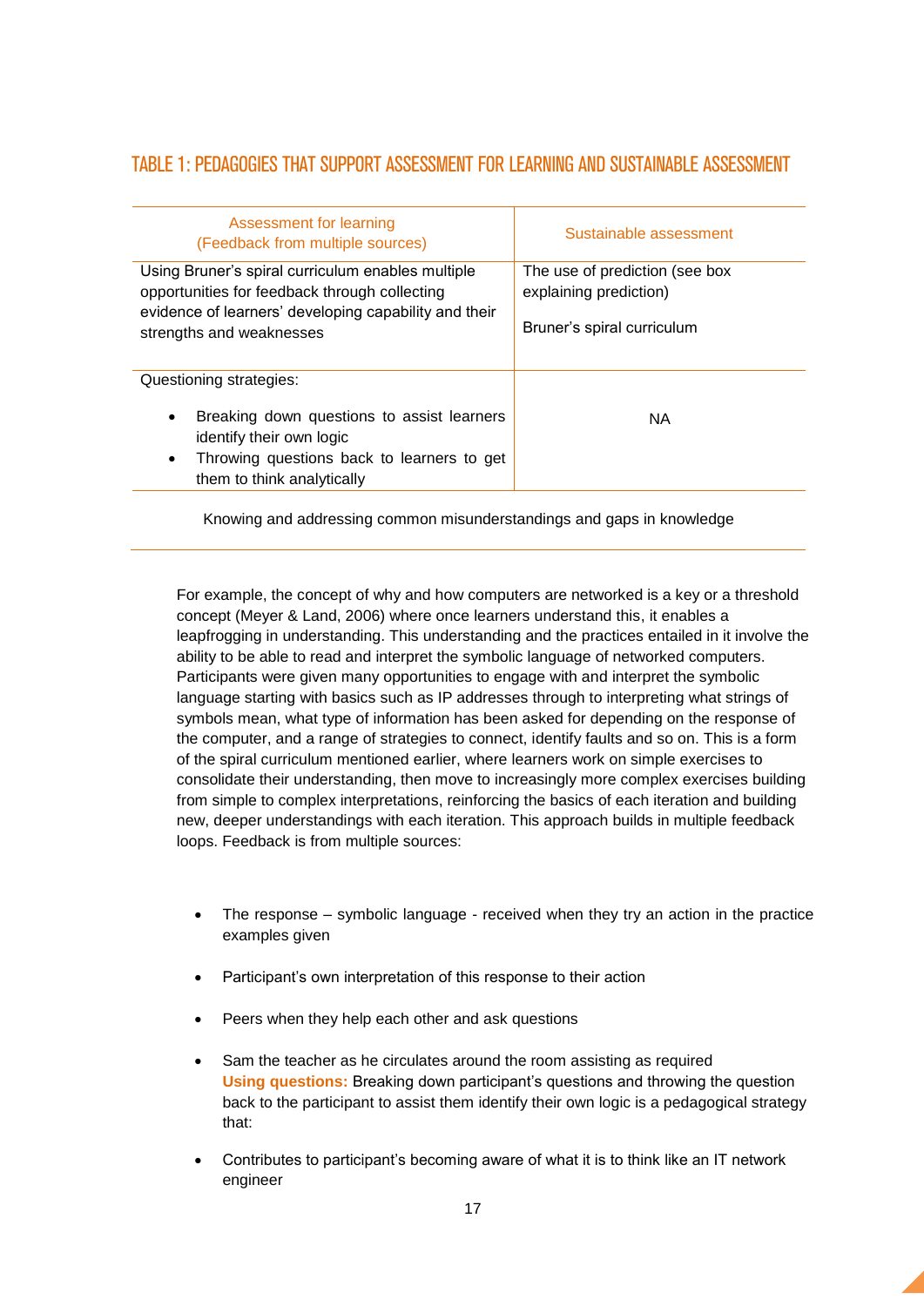## TABLE 1: PEDAGOGIES THAT SUPPORT ASSESSMENT FOR LEARNING AND SUSTAINABLE ASSESSMENT

| Assessment for learning (Feedback from multiple sources) | Sustainable assessment |
|---|---|
| Using Bruner's spiral curriculum enables multiple opportunities for feedback through collecting evidence of learners' developing capability and their strengths and weaknesses | The use of prediction (see box explaining prediction)<br><br>Bruner's spiral curriculum |
| Questioning strategies:<br>• Breaking down questions to assist learners identify their own logic<br>• Throwing questions back to learners to get them to think analytically | NA |
| Knowing and addressing common misunderstandings and gaps in knowledge | |

For example, the concept of why and how computers are networked is a key or a threshold concept (Meyer & Land, 2006) where once learners understand this, it enables a leapfrogging in understanding. This understanding and the practices entailed in it involve the ability to be able to read and interpret the symbolic language of networked computers. Participants were given many opportunities to engage with and interpret the symbolic language starting with basics such as IP addresses through to interpreting what strings of symbols mean, what type of information has been asked for depending on the response of the computer, and a range of strategies to connect, identify faults and so on. This is a form of the spiral curriculum mentioned earlier, where learners work on simple exercises to consolidate their understanding, then move to increasingly more complex exercises building from simple to complex interpretations, reinforcing the basics of each iteration and building new, deeper understandings with each iteration. This approach builds in multiple feedback loops. Feedback is from multiple sources:

- The response – symbolic language - received when they try an action in the practice examples given
- Participant's own interpretation of this response to their action
- Peers when they help each other and ask questions
- Sam the teacher as he circulates around the room assisting as required
  **Using questions:** Breaking down participant's questions and throwing the question back to the participant to assist them identify their own logic is a pedagogical strategy that:
- Contributes to participant's becoming aware of what it is to think like an IT network engineer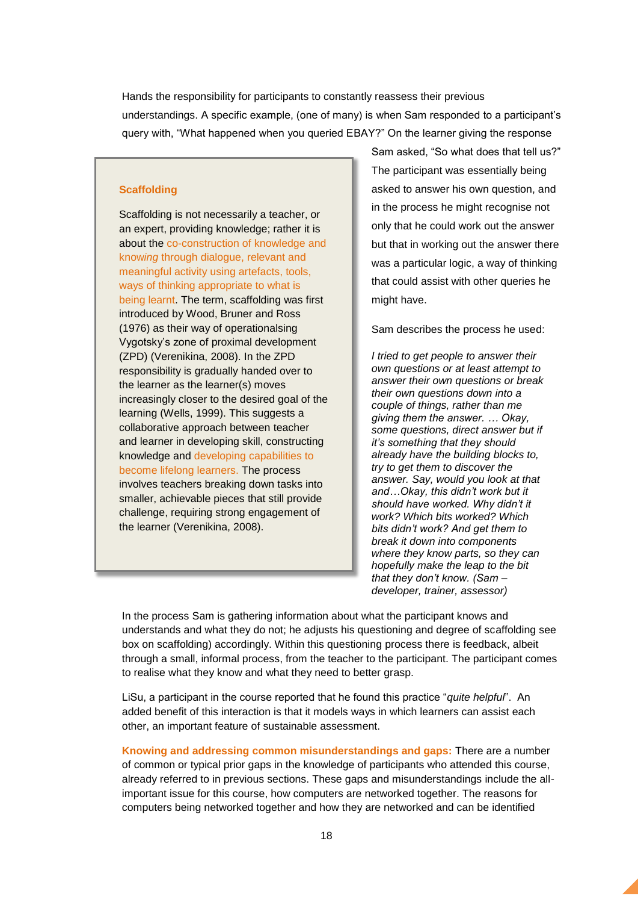Hands the responsibility for participants to constantly reassess their previous understandings. A specific example, (one of many) is when Sam responded to a participant's query with, "What happened when you queried EBAY?" On the learner giving the response Sam asked, "So what does that tell us?" The participant was essentially being asked to answer his own question, and in the process he might recognise not only that he could work out the answer but that in working out the answer there was a particular logic, a way of thinking that could assist with other queries he might have.

Sam describes the process he used:

*I tried to get people to answer their own questions or at least attempt to answer their own questions or break their own questions down into a couple of things, rather than me giving them the answer. … Okay, some questions, direct answer but if it's something that they should already have the building blocks to, try to get them to discover the answer. Say, would you look at that and…Okay, this didn't work but it should have worked. Why didn't it work? Which bits worked? Which bits didn't work? And get them to break it down into components where they know parts, so they can hopefully make the leap to the bit that they don't know. (Sam – developer, trainer, assessor)*

> **Scaffolding**
>
> Scaffolding is not necessarily a teacher, or an expert, providing knowledge; rather it is about the co-construction of knowledge and know*ing* through dialogue, relevant and meaningful activity using artefacts, tools, ways of thinking appropriate to what is being learnt. The term, scaffolding was first introduced by Wood, Bruner and Ross (1976) as their way of operationalsing Vygotsky's zone of proximal development (ZPD) (Verenikina, 2008). In the ZPD responsibility is gradually handed over to the learner as the learner(s) moves increasingly closer to the desired goal of the learning (Wells, 1999). This suggests a collaborative approach between teacher and learner in developing skill, constructing knowledge and developing capabilities to become lifelong learners. The process involves teachers breaking down tasks into smaller, achievable pieces that still provide challenge, requiring strong engagement of the learner (Verenikina, 2008).

In the process Sam is gathering information about what the participant knows and understands and what they do not; he adjusts his questioning and degree of scaffolding see box on scaffolding) accordingly. Within this questioning process there is feedback, albeit through a small, informal process, from the teacher to the participant. The participant comes to realise what they know and what they need to better grasp.

LiSu, a participant in the course reported that he found this practice "*quite helpful*". An added benefit of this interaction is that it models ways in which learners can assist each other, an important feature of sustainable assessment.

**Knowing and addressing common misunderstandings and gaps:** There are a number of common or typical prior gaps in the knowledge of participants who attended this course, already referred to in previous sections. These gaps and misunderstandings include the all-important issue for this course, how computers are networked together. The reasons for computers being networked together and how they are networked and can be identified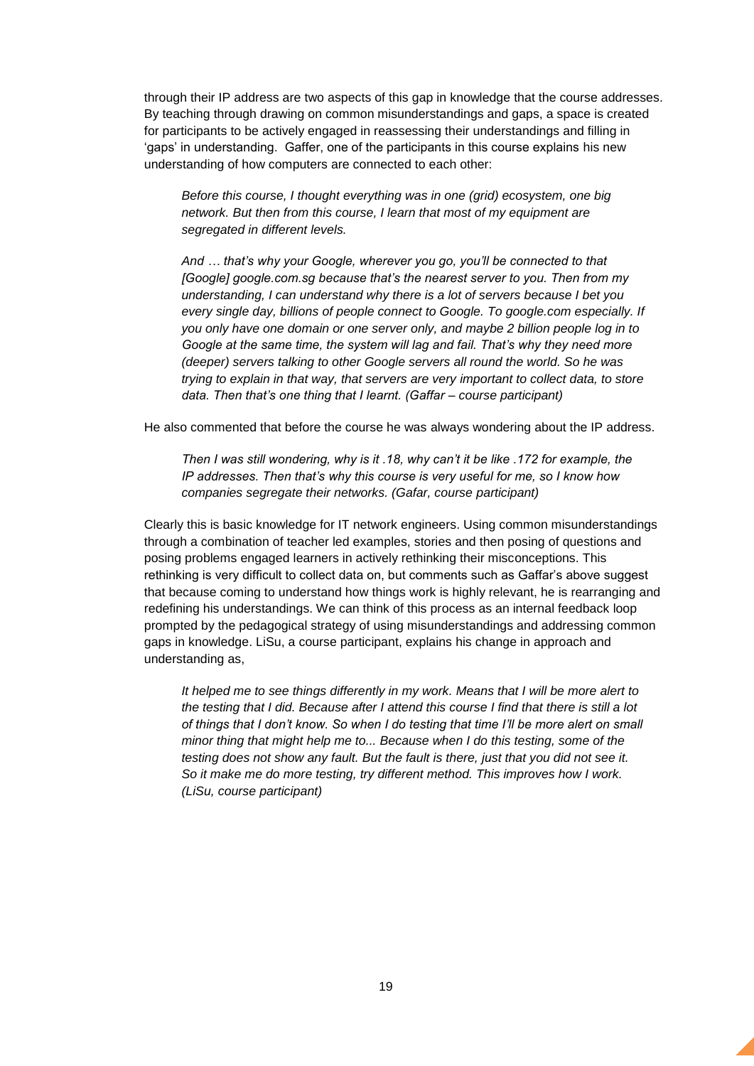through their IP address are two aspects of this gap in knowledge that the course addresses. By teaching through drawing on common misunderstandings and gaps, a space is created for participants to be actively engaged in reassessing their understandings and filling in 'gaps' in understanding. Gaffer, one of the participants in this course explains his new understanding of how computers are connected to each other:

> *Before this course, I thought everything was in one (grid) ecosystem, one big network. But then from this course, I learn that most of my equipment are segregated in different levels.*
>
> *And … that's why your Google, wherever you go, you'll be connected to that [Google] google.com.sg because that's the nearest server to you. Then from my understanding, I can understand why there is a lot of servers because I bet you every single day, billions of people connect to Google. To google.com especially. If you only have one domain or one server only, and maybe 2 billion people log in to Google at the same time, the system will lag and fail. That's why they need more (deeper) servers talking to other Google servers all round the world. So he was trying to explain in that way, that servers are very important to collect data, to store data. Then that's one thing that I learnt. (Gaffar – course participant)*

He also commented that before the course he was always wondering about the IP address.

> *Then I was still wondering, why is it .18, why can't it be like .172 for example, the IP addresses. Then that's why this course is very useful for me, so I know how companies segregate their networks. (Gafar, course participant)*

Clearly this is basic knowledge for IT network engineers. Using common misunderstandings through a combination of teacher led examples, stories and then posing of questions and posing problems engaged learners in actively rethinking their misconceptions. This rethinking is very difficult to collect data on, but comments such as Gaffar's above suggest that because coming to understand how things work is highly relevant, he is rearranging and redefining his understandings. We can think of this process as an internal feedback loop prompted by the pedagogical strategy of using misunderstandings and addressing common gaps in knowledge. LiSu, a course participant, explains his change in approach and understanding as,

> *It helped me to see things differently in my work. Means that I will be more alert to the testing that I did. Because after I attend this course I find that there is still a lot of things that I don't know. So when I do testing that time I'll be more alert on small minor thing that might help me to... Because when I do this testing, some of the testing does not show any fault. But the fault is there, just that you did not see it. So it make me do more testing, try different method. This improves how I work. (LiSu, course participant)*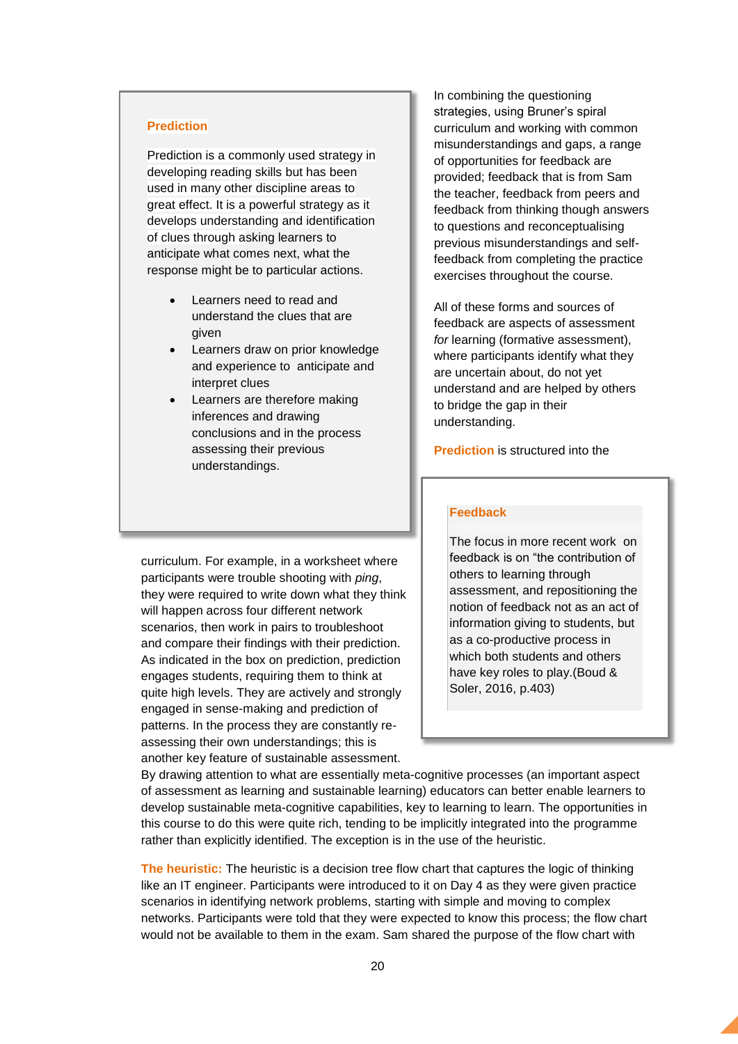> **Prediction**
>
> Prediction is a commonly used strategy in developing reading skills but has been used in many other discipline areas to great effect. It is a powerful strategy as it develops understanding and identification of clues through asking learners to anticipate what comes next, what the response might be to particular actions.
>
> - Learners need to read and understand the clues that are given
> - Learners draw on prior knowledge and experience to anticipate and interpret clues
> - Learners are therefore making inferences and drawing conclusions and in the process assessing their previous understandings.

In combining the questioning strategies, using Bruner's spiral curriculum and working with common misunderstandings and gaps, a range of opportunities for feedback are provided; feedback that is from Sam the teacher, feedback from peers and feedback from thinking though answers to questions and reconceptualising previous misunderstandings and self-feedback from completing the practice exercises throughout the course.

All of these forms and sources of feedback are aspects of assessment *for* learning (formative assessment), where participants identify what they are uncertain about, do not yet understand and are helped by others to bridge the gap in their understanding.

> **Feedback**
>
> The focus in more recent work on feedback is on "the contribution of others to learning through assessment, and repositioning the notion of feedback not as an act of information giving to students, but as a co-productive process in which both students and others have key roles to play.(Boud & Soler, 2016, p.403)

**Prediction** is structured into the curriculum. For example, in a worksheet where participants were trouble shooting with *ping*, they were required to write down what they think will happen across four different network scenarios, then work in pairs to troubleshoot and compare their findings with their prediction. As indicated in the box on prediction, prediction engages students, requiring them to think at quite high levels. They are actively and strongly engaged in sense-making and prediction of patterns. In the process they are constantly re-assessing their own understandings; this is another key feature of sustainable assessment. By drawing attention to what are essentially meta-cognitive processes (an important aspect of assessment as learning and sustainable learning) educators can better enable learners to develop sustainable meta-cognitive capabilities, key to learning to learn. The opportunities in this course to do this were quite rich, tending to be implicitly integrated into the programme rather than explicitly identified. The exception is in the use of the heuristic.

**The heuristic:** The heuristic is a decision tree flow chart that captures the logic of thinking like an IT engineer. Participants were introduced to it on Day 4 as they were given practice scenarios in identifying network problems, starting with simple and moving to complex networks. Participants were told that they were expected to know this process; the flow chart would not be available to them in the exam. Sam shared the purpose of the flow chart with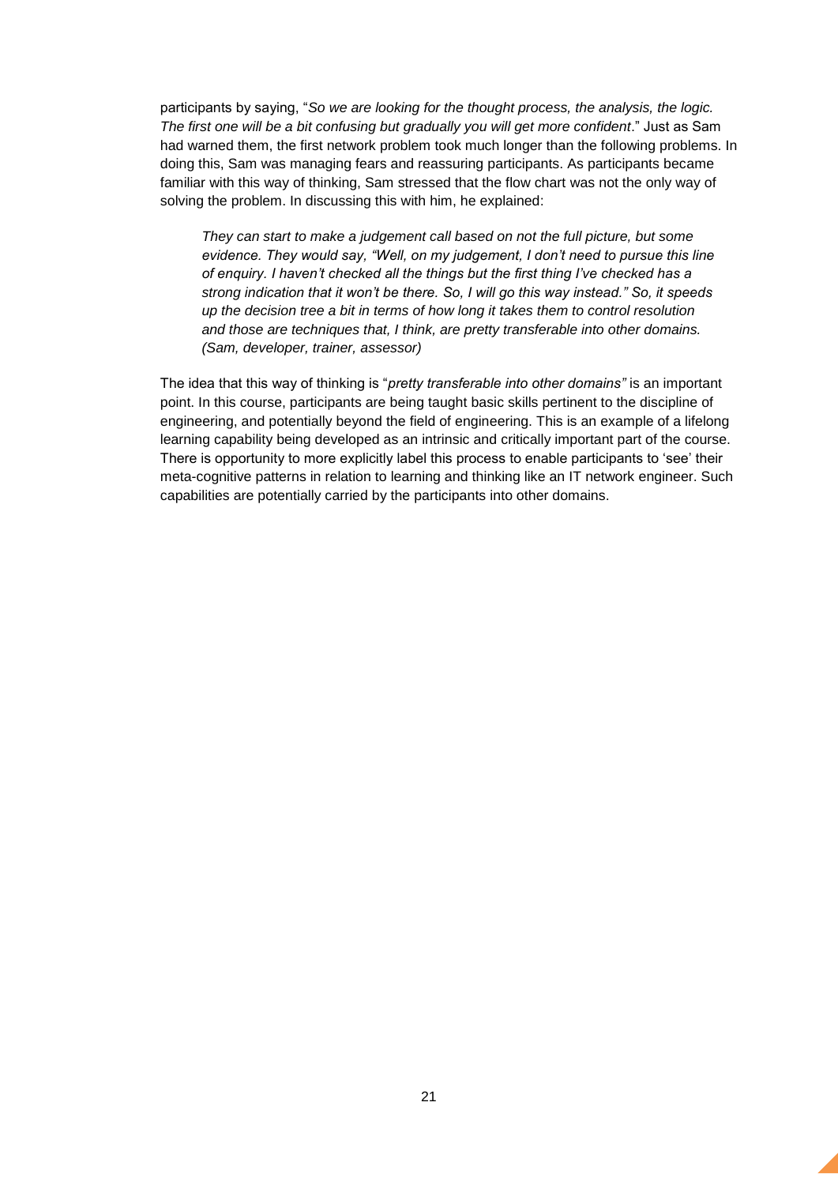participants by saying, "*So we are looking for the thought process, the analysis, the logic. The first one will be a bit confusing but gradually you will get more confident*." Just as Sam had warned them, the first network problem took much longer than the following problems. In doing this, Sam was managing fears and reassuring participants. As participants became familiar with this way of thinking, Sam stressed that the flow chart was not the only way of solving the problem. In discussing this with him, he explained:

> *They can start to make a judgement call based on not the full picture, but some evidence. They would say, "Well, on my judgement, I don't need to pursue this line of enquiry. I haven't checked all the things but the first thing I've checked has a strong indication that it won't be there. So, I will go this way instead." So, it speeds up the decision tree a bit in terms of how long it takes them to control resolution and those are techniques that, I think, are pretty transferable into other domains. (Sam, developer, trainer, assessor)*

The idea that this way of thinking is "*pretty transferable into other domains"* is an important point. In this course, participants are being taught basic skills pertinent to the discipline of engineering, and potentially beyond the field of engineering. This is an example of a lifelong learning capability being developed as an intrinsic and critically important part of the course. There is opportunity to more explicitly label this process to enable participants to 'see' their meta-cognitive patterns in relation to learning and thinking like an IT network engineer. Such capabilities are potentially carried by the participants into other domains.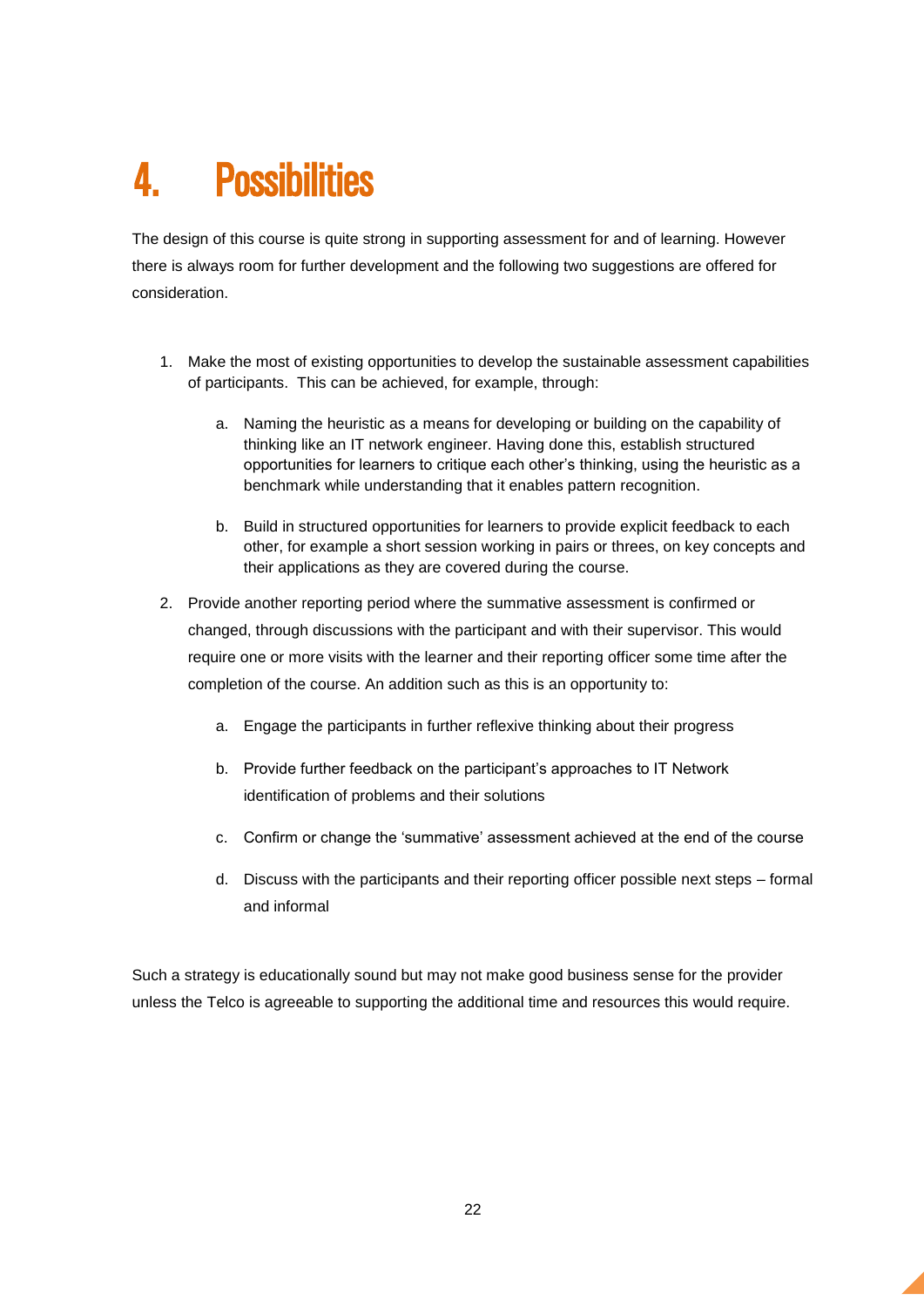# 4. Possibilities

The design of this course is quite strong in supporting assessment for and of learning. However there is always room for further development and the following two suggestions are offered for consideration.

1. Make the most of existing opportunities to develop the sustainable assessment capabilities of participants. This can be achieved, for example, through:

    a. Naming the heuristic as a means for developing or building on the capability of thinking like an IT network engineer. Having done this, establish structured opportunities for learners to critique each other's thinking, using the heuristic as a benchmark while understanding that it enables pattern recognition.

    b. Build in structured opportunities for learners to provide explicit feedback to each other, for example a short session working in pairs or threes, on key concepts and their applications as they are covered during the course.

2. Provide another reporting period where the summative assessment is confirmed or changed, through discussions with the participant and with their supervisor. This would require one or more visits with the learner and their reporting officer some time after the completion of the course. An addition such as this is an opportunity to:

    a. Engage the participants in further reflexive thinking about their progress

    b. Provide further feedback on the participant's approaches to IT Network identification of problems and their solutions

    c. Confirm or change the 'summative' assessment achieved at the end of the course

    d. Discuss with the participants and their reporting officer possible next steps – formal and informal

Such a strategy is educationally sound but may not make good business sense for the provider unless the Telco is agreeable to supporting the additional time and resources this would require.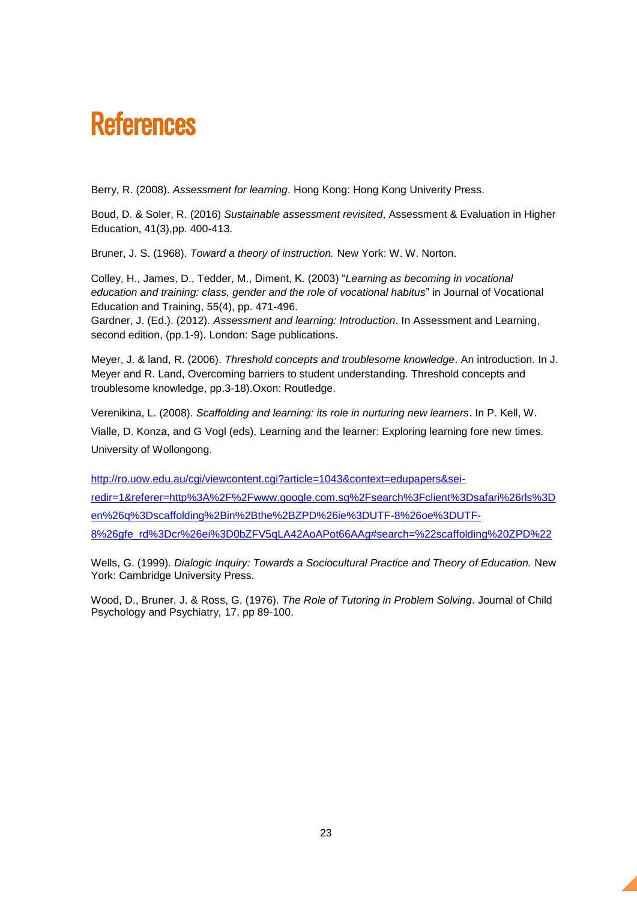# References

Berry, R. (2008). *Assessment for learning*. Hong Kong: Hong Kong Univerity Press.

Boud, D. & Soler, R. (2016) *Sustainable assessment revisited*, Assessment & Evaluation in Higher Education, 41(3),pp. 400-413.

Bruner, J. S. (1968). *Toward a theory of instruction.* New York: W. W. Norton.

Colley, H., James, D., Tedder, M., Diment, K. (2003) "*Learning as becoming in vocational education and training: class, gender and the role of vocational habitus*" in Journal of Vocational Education and Training, 55(4), pp. 471-496.
Gardner, J. (Ed.). (2012). *Assessment and learning: Introduction*. In Assessment and Learning, second edition, (pp.1-9). London: Sage publications.

Meyer, J. & land, R. (2006). *Threshold concepts and troublesome knowledge*. An introduction. In J. Meyer and R. Land, Overcoming barriers to student understanding. Threshold concepts and troublesome knowledge, pp.3-18).Oxon: Routledge.

Verenikina, L. (2008). *Scaffolding and learning: its role in nurturing new learners*. In P. Kell, W. Vialle, D. Konza, and G Vogl (eds), Learning and the learner: Exploring learning fore new times. University of Wollongong.

http://ro.uow.edu.au/cgi/viewcontent.cgi?article=1043&context=edupapers&sei-redir=1&referer=http%3A%2F%2Fwww.google.com.sg%2Fsearch%3Fclient%3Dsafari%26rls%3Den%26q%3Dscaffolding%2Bin%2Bthe%2BZPD%26ie%3DUTF-8%26oe%3DUTF-8%26gfe_rd%3Dcr%26ei%3D0bZFV5qLA42AoAPot66AAg#search=%22scaffolding%20ZPD%22

Wells, G. (1999). *Dialogic Inquiry: Towards a Sociocultural Practice and Theory of Education.* New York: Cambridge University Press.

Wood, D., Bruner, J. & Ross, G. (1976). *The Role of Tutoring in Problem Solving*. Journal of Child Psychology and Psychiatry*,* 17, pp 89-100.